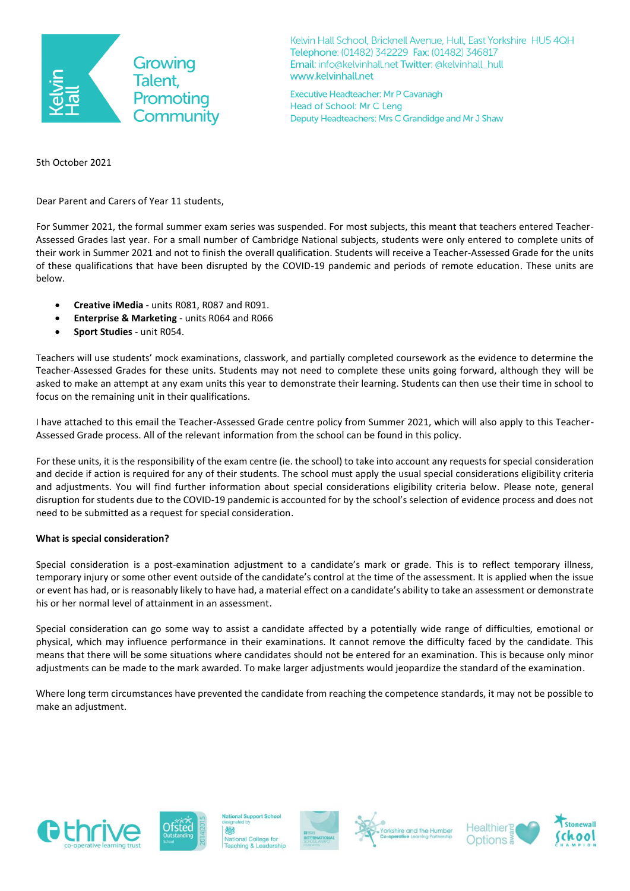Kelvin Hall

Growing Talent, Promoting Community

Kelvin Hall School, Bricknell Avenue, Hull, East Yorkshire HU5 4QH
Telephone: (01482) 342229 Fax: (01482) 346817
Email: info@kelvinhall.net Twitter: @kelvinhall_hull
www.kelvinhall.net

Executive Headteacher: Mr P Cavanagh
Head of School: Mr C Leng
Deputy Headteachers: Mrs C Grandidge and Mr J Shaw

5th October 2021

Dear Parent and Carers of Year 11 students,

For Summer 2021, the formal summer exam series was suspended. For most subjects, this meant that teachers entered Teacher-Assessed Grades last year. For a small number of Cambridge National subjects, students were only entered to complete units of their work in Summer 2021 and not to finish the overall qualification. Students will receive a Teacher-Assessed Grade for the units of these qualifications that have been disrupted by the COVID-19 pandemic and periods of remote education. These units are below.

- **Creative iMedia** - units R081, R087 and R091.
- **Enterprise & Marketing** - units R064 and R066
- **Sport Studies** - unit R054.

Teachers will use students' mock examinations, classwork, and partially completed coursework as the evidence to determine the Teacher-Assessed Grades for these units. Students may not need to complete these units going forward, although they will be asked to make an attempt at any exam units this year to demonstrate their learning. Students can then use their time in school to focus on the remaining unit in their qualifications.

I have attached to this email the Teacher-Assessed Grade centre policy from Summer 2021, which will also apply to this Teacher-Assessed Grade process. All of the relevant information from the school can be found in this policy.

For these units, it is the responsibility of the exam centre (ie. the school) to take into account any requests for special consideration and decide if action is required for any of their students. The school must apply the usual special considerations eligibility criteria and adjustments. You will find further information about special considerations eligibility criteria below. Please note, general disruption for students due to the COVID-19 pandemic is accounted for by the school's selection of evidence process and does not need to be submitted as a request for special consideration.

**What is special consideration?**

Special consideration is a post-examination adjustment to a candidate's mark or grade. This is to reflect temporary illness, temporary injury or some other event outside of the candidate's control at the time of the assessment. It is applied when the issue or event has had, or is reasonably likely to have had, a material effect on a candidate's ability to take an assessment or demonstrate his or her normal level of attainment in an assessment.

Special consideration can go some way to assist a candidate affected by a potentially wide range of difficulties, emotional or physical, which may influence performance in their examinations. It cannot remove the difficulty faced by the candidate. This means that there will be some situations where candidates should not be entered for an examination. This is because only minor adjustments can be made to the mark awarded. To make larger adjustments would jeopardize the standard of the examination.

Where long term circumstances have prevented the candidate from reaching the competence standards, it may not be possible to make an adjustment.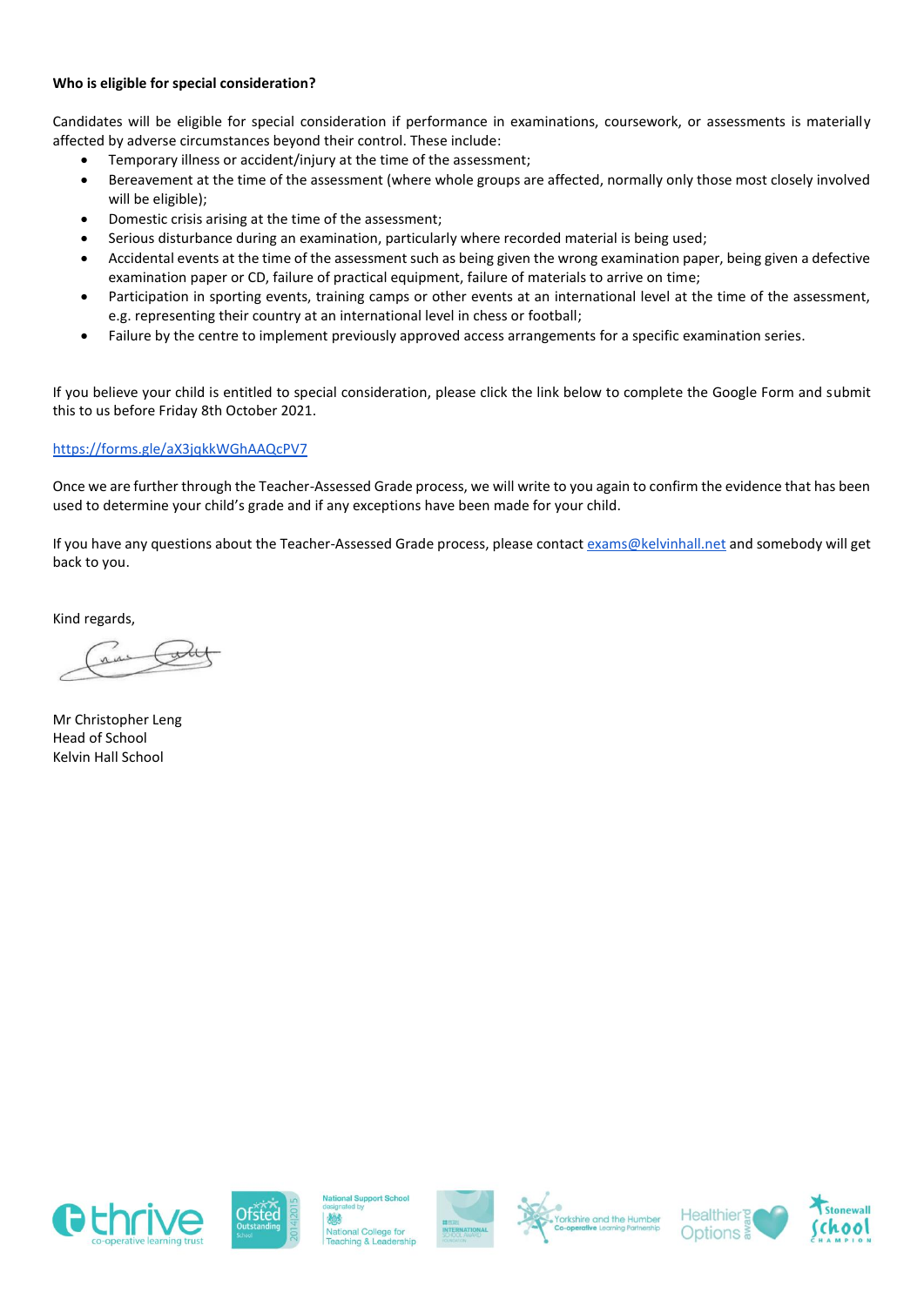**Who is eligible for special consideration?**

Candidates will be eligible for special consideration if performance in examinations, coursework, or assessments is materially affected by adverse circumstances beyond their control. These include:

- Temporary illness or accident/injury at the time of the assessment;
- Bereavement at the time of the assessment (where whole groups are affected, normally only those most closely involved will be eligible);
- Domestic crisis arising at the time of the assessment;
- Serious disturbance during an examination, particularly where recorded material is being used;
- Accidental events at the time of the assessment such as being given the wrong examination paper, being given a defective examination paper or CD, failure of practical equipment, failure of materials to arrive on time;
- Participation in sporting events, training camps or other events at an international level at the time of the assessment, e.g. representing their country at an international level in chess or football;
- Failure by the centre to implement previously approved access arrangements for a specific examination series.

If you believe your child is entitled to special consideration, please click the link below to complete the Google Form and submit this to us before Friday 8th October 2021.

https://forms.gle/aX3jqkkWGhAAQcPV7

Once we are further through the Teacher-Assessed Grade process, we will write to you again to confirm the evidence that has been used to determine your child's grade and if any exceptions have been made for your child.

If you have any questions about the Teacher-Assessed Grade process, please contact exams@kelvinhall.net and somebody will get back to you.

Kind regards,

Mr Christopher Leng
Head of School
Kelvin Hall School